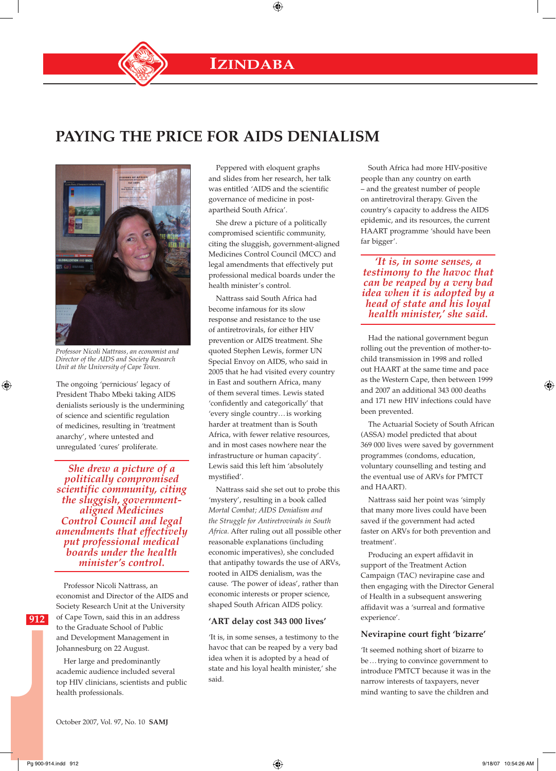# PAYING THE PRICE FOR AIDS DENIALISM

*Professor Nicoli Nattrass, an economist and Director of the AIDS and Society Research Unit at the University of Cape Town.*

The ongoing 'pernicious' legacy of President Thabo Mbeki taking AIDS denialists seriously is the undermining of science and scientific regulation of medicines, resulting in 'treatment anarchy', where untested and unregulated 'cures' proliferate.

> *She drew a picture of a politically compromised scientific community, citing the sluggish, government-aligned Medicines Control Council and legal amendments that effectively put professional medical boards under the health minister's control.*

Professor Nicoli Nattrass, an economist and Director of the AIDS and Society Research Unit at the University of Cape Town, said this in an address to the Graduate School of Public and Development Management in Johannesburg on 22 August.

Her large and predominantly academic audience included several top HIV clinicians, scientists and public health professionals.

Peppered with eloquent graphs and slides from her research, her talk was entitled 'AIDS and the scientific governance of medicine in post-apartheid South Africa'.

She drew a picture of a politically compromised scientific community, citing the sluggish, government-aligned Medicines Control Council (MCC) and legal amendments that effectively put professional medical boards under the health minister's control.

Nattrass said South Africa had become infamous for its slow response and resistance to the use of antiretrovirals, for either HIV prevention or AIDS treatment. She quoted Stephen Lewis, former UN Special Envoy on AIDS, who said in 2005 that he had visited every country in East and southern Africa, many of them several times. Lewis stated 'confidently and categorically' that 'every single country… is working harder at treatment than is South Africa, with fewer relative resources, and in most cases nowhere near the infrastructure or human capacity'. Lewis said this left him 'absolutely mystified'.

Nattrass said she set out to probe this 'mystery', resulting in a book called *Mortal Combat; AIDS Denialism and the Struggle for Antiretrovirals in South Africa.* After ruling out all possible other reasonable explanations (including economic imperatives), she concluded that antipathy towards the use of ARVs, rooted in AIDS denialism, was the cause. 'The power of ideas', rather than economic interests or proper science, shaped South African AIDS policy.

## 'ART delay cost 343 000 lives'

'It is, in some senses, a testimony to the havoc that can be reaped by a very bad idea when it is adopted by a head of state and his loyal health minister,' she said.

South Africa had more HIV-positive people than any country on earth – and the greatest number of people on antiretroviral therapy. Given the country's capacity to address the AIDS epidemic, and its resources, the current HAART programme 'should have been far bigger'.

> *'It is, in some senses, a testimony to the havoc that can be reaped by a very bad idea when it is adopted by a head of state and his loyal health minister,' she said.*

Had the national government begun rolling out the prevention of mother-to-child transmission in 1998 and rolled out HAART at the same time and pace as the Western Cape, then between 1999 and 2007 an additional 343 000 deaths and 171 new HIV infections could have been prevented.

The Actuarial Society of South African (ASSA) model predicted that about 369 000 lives were saved by government programmes (condoms, education, voluntary counselling and testing and the eventual use of ARVs for PMTCT and HAART).

Nattrass said her point was 'simply that many more lives could have been saved if the government had acted faster on ARVs for both prevention and treatment'.

Producing an expert affidavit in support of the Treatment Action Campaign (TAC) nevirapine case and then engaging with the Director General of Health in a subsequent answering affidavit was a 'surreal and formative experience'.

## Nevirapine court fight 'bizarre'

'It seemed nothing short of bizarre to be… trying to convince government to introduce PMTCT because it was in the narrow interests of taxpayers, never mind wanting to save the children and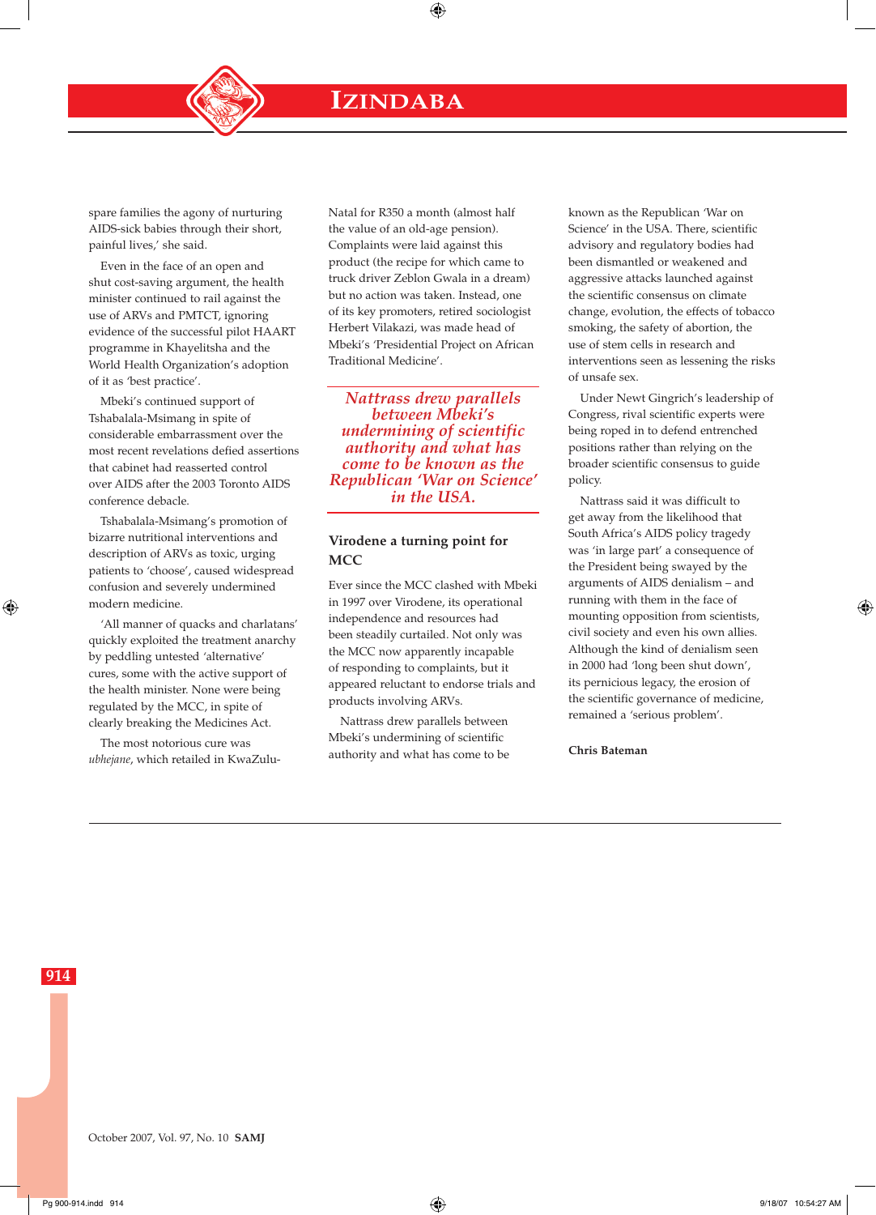spare families the agony of nurturing AIDS-sick babies through their short, painful lives,' she said.

Even in the face of an open and shut cost-saving argument, the health minister continued to rail against the use of ARVs and PMTCT, ignoring evidence of the successful pilot HAART programme in Khayelitsha and the World Health Organization's adoption of it as 'best practice'.

Mbeki's continued support of Tshabalala-Msimang in spite of considerable embarrassment over the most recent revelations defied assertions that cabinet had reasserted control over AIDS after the 2003 Toronto AIDS conference debacle.

Tshabalala-Msimang's promotion of bizarre nutritional interventions and description of ARVs as toxic, urging patients to 'choose', caused widespread confusion and severely undermined modern medicine.

'All manner of quacks and charlatans' quickly exploited the treatment anarchy by peddling untested 'alternative' cures, some with the active support of the health minister. None were being regulated by the MCC, in spite of clearly breaking the Medicines Act.

The most notorious cure was *ubhejane*, which retailed in KwaZulu-Natal for R350 a month (almost half the value of an old-age pension). Complaints were laid against this product (the recipe for which came to truck driver Zeblon Gwala in a dream) but no action was taken. Instead, one of its key promoters, retired sociologist Herbert Vilakazi, was made head of Mbeki's 'Presidential Project on African Traditional Medicine'.

*Nattrass drew parallels between Mbeki's undermining of scientific authority and what has come to be known as the Republican 'War on Science' in the USA.*

## Virodene a turning point for MCC

Ever since the MCC clashed with Mbeki in 1997 over Virodene, its operational independence and resources had been steadily curtailed. Not only was the MCC now apparently incapable of responding to complaints, but it appeared reluctant to endorse trials and products involving ARVs.

Nattrass drew parallels between Mbeki's undermining of scientific authority and what has come to be known as the Republican 'War on Science' in the USA. There, scientific advisory and regulatory bodies had been dismantled or weakened and aggressive attacks launched against the scientific consensus on climate change, evolution, the effects of tobacco smoking, the safety of abortion, the use of stem cells in research and interventions seen as lessening the risks of unsafe sex.

Under Newt Gingrich's leadership of Congress, rival scientific experts were being roped in to defend entrenched positions rather than relying on the broader scientific consensus to guide policy.

Nattrass said it was difficult to get away from the likelihood that South Africa's AIDS policy tragedy was 'in large part' a consequence of the President being swayed by the arguments of AIDS denialism – and running with them in the face of mounting opposition from scientists, civil society and even his own allies. Although the kind of denialism seen in 2000 had 'long been shut down', its pernicious legacy, the erosion of the scientific governance of medicine, remained a 'serious problem'.

**Chris Bateman**